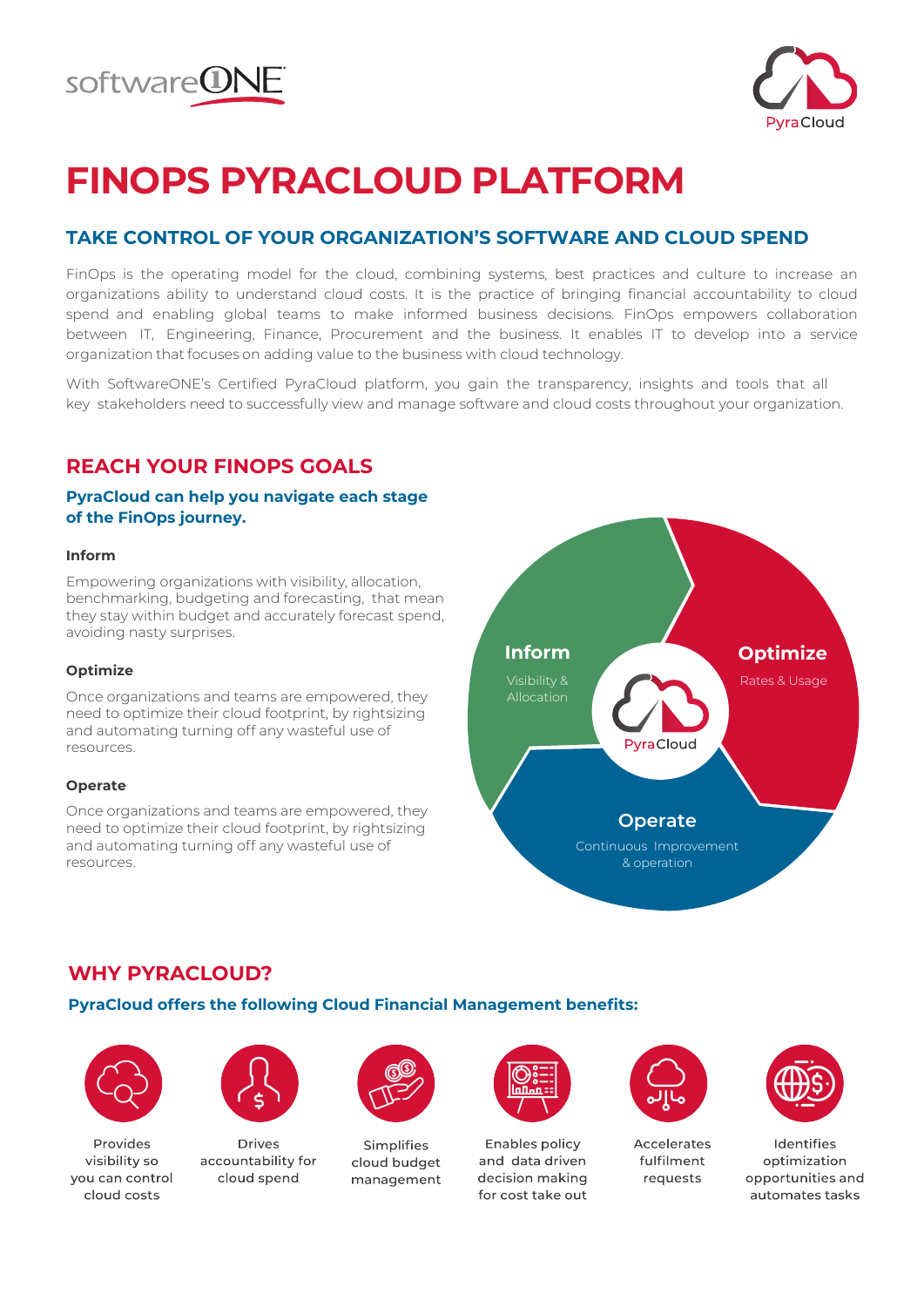# FINOPS PYRACLOUD PLATFORM

## TAKE CONTROL OF YOUR ORGANIZATION'S SOFTWARE AND CLOUD SPEND

FinOps is the operating model for the cloud, combining systems, best practices and culture to increase an organizations ability to understand cloud costs. It is the practice of bringing financial accountability to cloud spend and enabling global teams to make informed business decisions. FinOps empowers collaboration between IT, Engineering, Finance, Procurement and the business. It enables IT to develop into a service organization that focuses on adding value to the business with cloud technology.

With SoftwareONE's Certified PyraCloud platform, you gain the transparency, insights and tools that all key stakeholders need to successfully view and manage software and cloud costs throughout your organization.

## REACH YOUR FINOPS GOALS

**PyraCloud can help you navigate each stage of the FinOps journey.**

**Inform**

Empowering organizations with visibility, allocation, benchmarking, budgeting and forecasting, that mean they stay within budget and accurately forecast spend, avoiding nasty surprises.

**Optimize**

Once organizations and teams are empowered, they need to optimize their cloud footprint, by rightsizing and automating turning off any wasteful use of resources.

**Operate**

Once organizations and teams are empowered, they need to optimize their cloud footprint, by rightsizing and automating turning off any wasteful use of resources.

**Inform**
Visibility & Allocation

**Optimize**
Rates & Usage

**Operate**
Continuous Improvement & operation

PyraCloud

## WHY PYRACLOUD?

**PyraCloud offers the following Cloud Financial Management benefits:**

- Provides visibility so you can control cloud costs
- Drives accountability for cloud spend
- Simplifies cloud budget management
- Enables policy and data driven decision making for cost take out
- Accelerates fulfilment requests
- Identifies optimization opportunities and automates tasks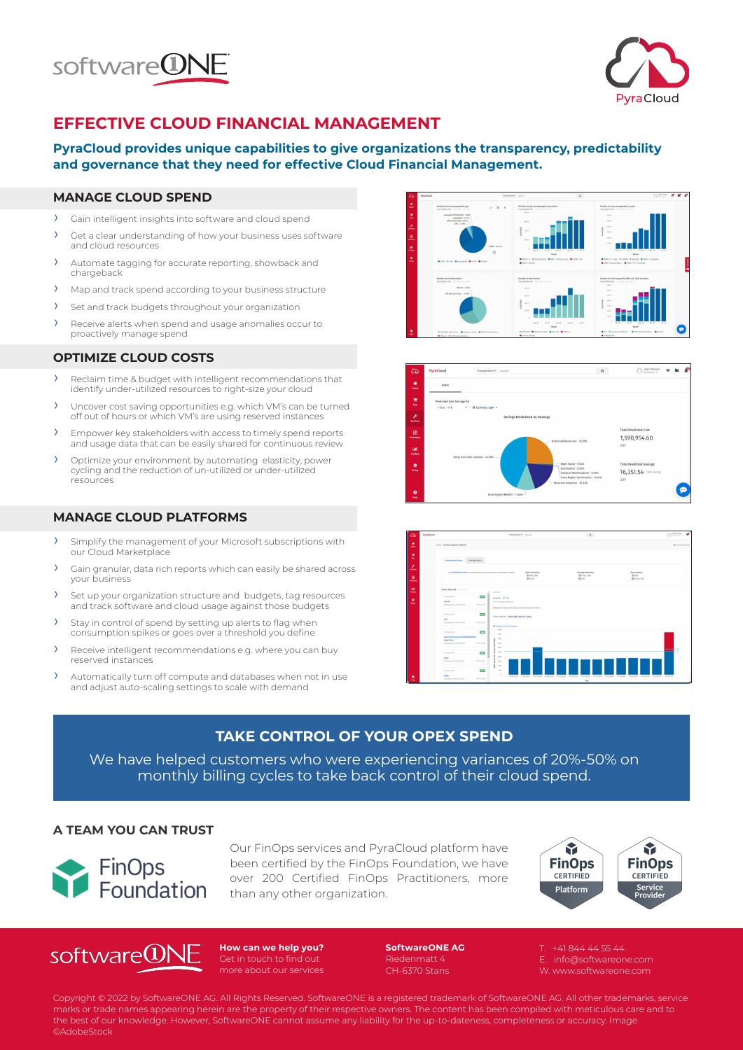# EFFECTIVE CLOUD FINANCIAL MANAGEMENT

**PyraCloud provides unique capabilities to give organizations the transparency, predictability and governance that they need for effective Cloud Financial Management.**

## MANAGE CLOUD SPEND

- Gain intelligent insights into software and cloud spend
- Get a clear understanding of how your business uses software and cloud resources
- Automate tagging for accurate reporting, showback and chargeback
- Map and track spend according to your business structure
- Set and track budgets throughout your organization
- Receive alerts when spend and usage anomalies occur to proactively manage spend

## OPTIMIZE CLOUD COSTS

- Reclaim time & budget with intelligent recommendations that identify under-utilized resources to right-size your cloud
- Uncover cost saving opportunities e.g. which VM's can be turned off out of hours or which VM's are using reserved instances
- Empower key stakeholders with access to timely spend reports and usage data that can be easily shared for continuous review
- Optimize your environment by automating elasticity, power cycling and the reduction of un-utilized or under-utilized resources

## MANAGE CLOUD PLATFORMS

- Simplify the management of your Microsoft subscriptions with our Cloud Marketplace
- Gain granular, data rich reports which can easily be shared across your business
- Set up your organization structure and budgets, tag resources and track software and cloud usage against those budgets
- Stay in control of spend by setting up alerts to flag when consumption spikes or goes over a threshold you define
- Receive intelligent recommendations e.g. where you can buy reserved instances
- Automatically turn off compute and databases when not in use and adjust auto-scaling settings to scale with demand

## TAKE CONTROL OF YOUR OPEX SPEND

We have helped customers who were experiencing variances of 20%-50% on monthly billing cycles to take back control of their cloud spend.

## A TEAM YOU CAN TRUST

Our FinOps services and PyraCloud platform have been certified by the FinOps Foundation, we have over 200 Certified FinOps Practitioners, more than any other organization.

**How can we help you?**
Get in touch to find out more about our services

**SoftwareONE AG**
Riedenmatt 4
CH-6370 Stans

T. +41 844 44 55 44
E. info@softwareone.com
W. www.softwareone.com

Copyright © 2022 by SoftwareONE AG. All Rights Reserved. SoftwareONE is a registered trademark of SoftwareONE AG. All other trademarks, service marks or trade names appearing herein are the property of their respective owners. The content has been compiled with meticulous care and to the best of our knowledge. However, SoftwareONE cannot assume any liability for the up-to-dateness, completeness or accuracy. Image ©AdobeStock